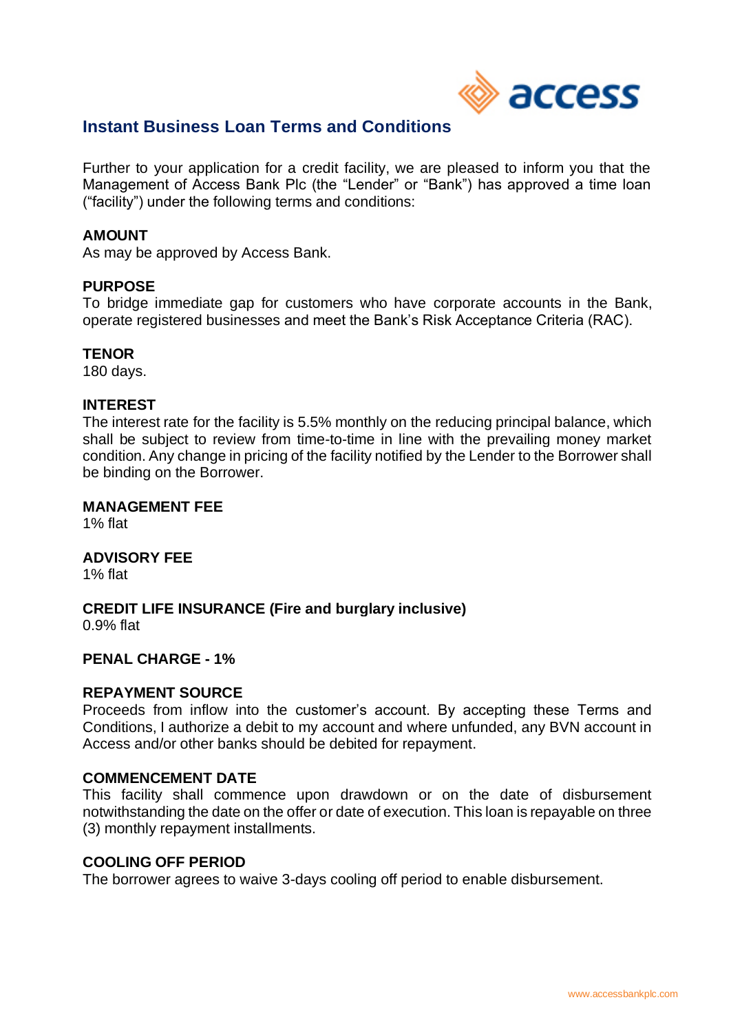# Instant Business Loan Terms and Conditions

Further to your application for a credit facility, we are pleased to inform you that the Management of Access Bank Plc (the "Lender" or "Bank") has approved a time loan ("facility") under the following terms and conditions:

**AMOUNT**

As may be approved by Access Bank.

**PURPOSE**

To bridge immediate gap for customers who have corporate accounts in the Bank, operate registered businesses and meet the Bank's Risk Acceptance Criteria (RAC).

**TENOR**

180 days.

**INTEREST**

The interest rate for the facility is 5.5% monthly on the reducing principal balance, which shall be subject to review from time-to-time in line with the prevailing money market condition. Any change in pricing of the facility notified by the Lender to the Borrower shall be binding on the Borrower.

**MANAGEMENT FEE**

1% flat

**ADVISORY FEE**

1% flat

**CREDIT LIFE INSURANCE (Fire and burglary inclusive)**

0.9% flat

**PENAL CHARGE - 1%**

**REPAYMENT SOURCE**

Proceeds from inflow into the customer's account. By accepting these Terms and Conditions, I authorize a debit to my account and where unfunded, any BVN account in Access and/or other banks should be debited for repayment.

**COMMENCEMENT DATE**

This facility shall commence upon drawdown or on the date of disbursement notwithstanding the date on the offer or date of execution. This loan is repayable on three (3) monthly repayment installments.

**COOLING OFF PERIOD**

The borrower agrees to waive 3-days cooling off period to enable disbursement.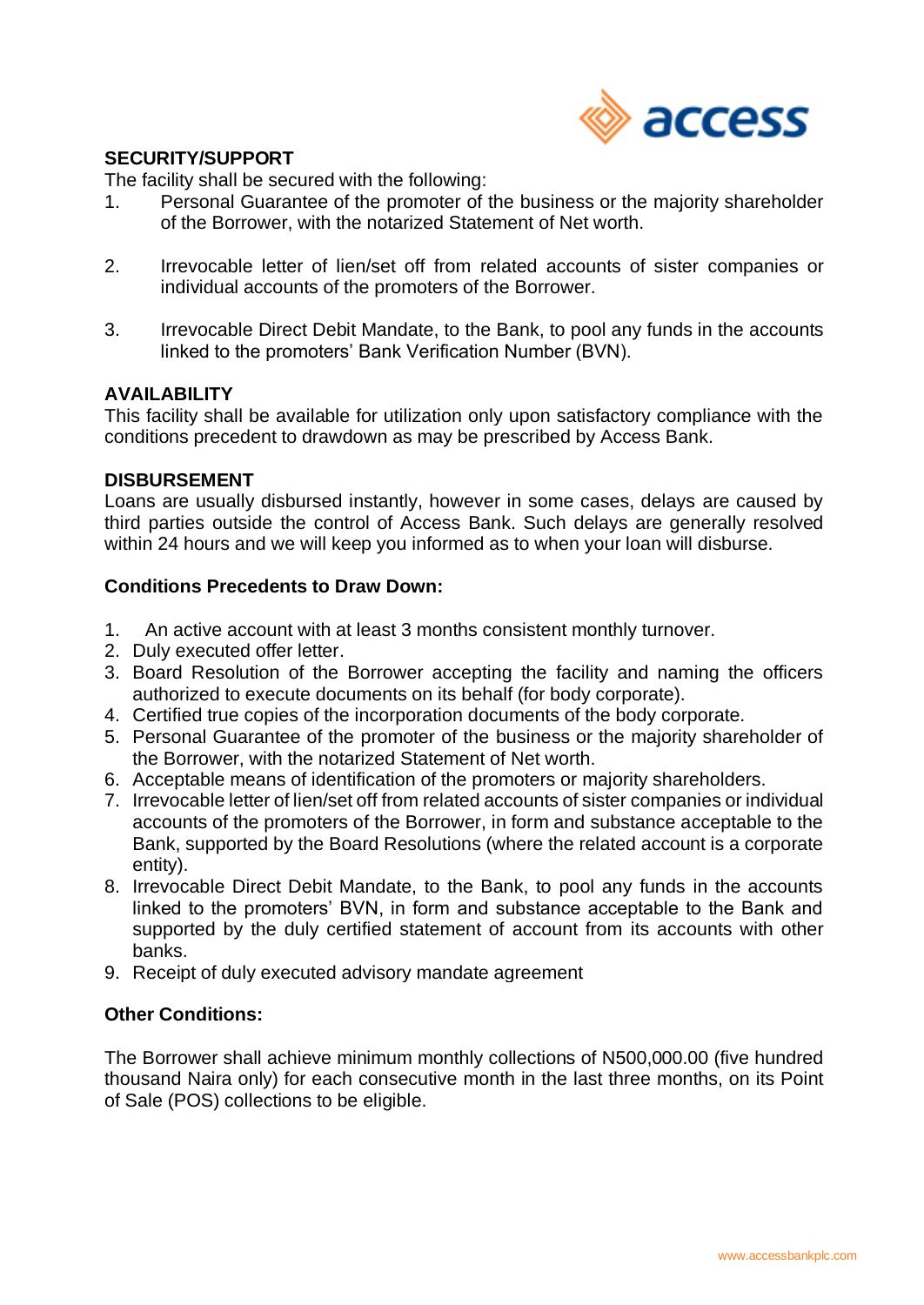## SECURITY/SUPPORT

The facility shall be secured with the following:

1. Personal Guarantee of the promoter of the business or the majority shareholder of the Borrower, with the notarized Statement of Net worth.

2. Irrevocable letter of lien/set off from related accounts of sister companies or individual accounts of the promoters of the Borrower.

3. Irrevocable Direct Debit Mandate, to the Bank, to pool any funds in the accounts linked to the promoters' Bank Verification Number (BVN).

## AVAILABILITY

This facility shall be available for utilization only upon satisfactory compliance with the conditions precedent to drawdown as may be prescribed by Access Bank.

## DISBURSEMENT

Loans are usually disbursed instantly, however in some cases, delays are caused by third parties outside the control of Access Bank. Such delays are generally resolved within 24 hours and we will keep you informed as to when your loan will disburse.

### Conditions Precedents to Draw Down:

1. An active account with at least 3 months consistent monthly turnover.
2. Duly executed offer letter.
3. Board Resolution of the Borrower accepting the facility and naming the officers authorized to execute documents on its behalf (for body corporate).
4. Certified true copies of the incorporation documents of the body corporate.
5. Personal Guarantee of the promoter of the business or the majority shareholder of the Borrower, with the notarized Statement of Net worth.
6. Acceptable means of identification of the promoters or majority shareholders.
7. Irrevocable letter of lien/set off from related accounts of sister companies or individual accounts of the promoters of the Borrower, in form and substance acceptable to the Bank, supported by the Board Resolutions (where the related account is a corporate entity).
8. Irrevocable Direct Debit Mandate, to the Bank, to pool any funds in the accounts linked to the promoters' BVN, in form and substance acceptable to the Bank and supported by the duly certified statement of account from its accounts with other banks.
9. Receipt of duly executed advisory mandate agreement

### Other Conditions:

The Borrower shall achieve minimum monthly collections of N500,000.00 (five hundred thousand Naira only) for each consecutive month in the last three months, on its Point of Sale (POS) collections to be eligible.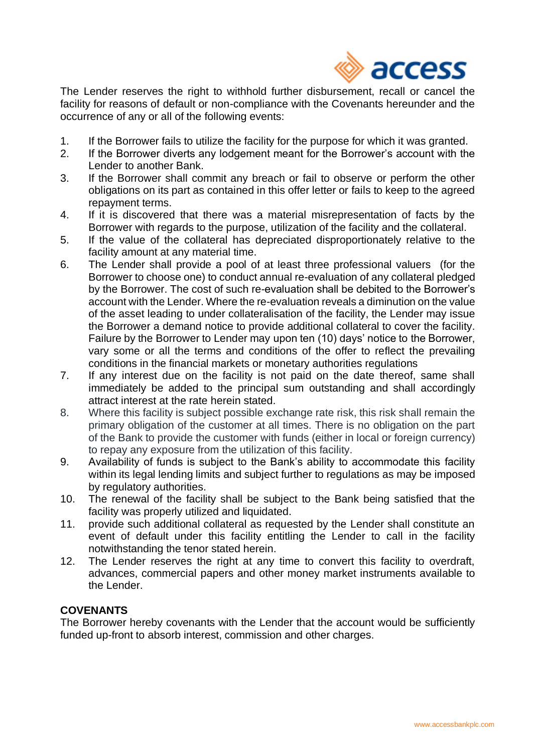The Lender reserves the right to withhold further disbursement, recall or cancel the facility for reasons of default or non-compliance with the Covenants hereunder and the occurrence of any or all of the following events:

1. If the Borrower fails to utilize the facility for the purpose for which it was granted.
2. If the Borrower diverts any lodgement meant for the Borrower's account with the Lender to another Bank.
3. If the Borrower shall commit any breach or fail to observe or perform the other obligations on its part as contained in this offer letter or fails to keep to the agreed repayment terms.
4. If it is discovered that there was a material misrepresentation of facts by the Borrower with regards to the purpose, utilization of the facility and the collateral.
5. If the value of the collateral has depreciated disproportionately relative to the facility amount at any material time.
6. The Lender shall provide a pool of at least three professional valuers (for the Borrower to choose one) to conduct annual re-evaluation of any collateral pledged by the Borrower. The cost of such re-evaluation shall be debited to the Borrower's account with the Lender. Where the re-evaluation reveals a diminution on the value of the asset leading to under collateralisation of the facility, the Lender may issue the Borrower a demand notice to provide additional collateral to cover the facility. Failure by the Borrower to Lender may upon ten (10) days' notice to the Borrower, vary some or all the terms and conditions of the offer to reflect the prevailing conditions in the financial markets or monetary authorities regulations
7. If any interest due on the facility is not paid on the date thereof, same shall immediately be added to the principal sum outstanding and shall accordingly attract interest at the rate herein stated.
8. Where this facility is subject possible exchange rate risk, this risk shall remain the primary obligation of the customer at all times. There is no obligation on the part of the Bank to provide the customer with funds (either in local or foreign currency) to repay any exposure from the utilization of this facility.
9. Availability of funds is subject to the Bank's ability to accommodate this facility within its legal lending limits and subject further to regulations as may be imposed by regulatory authorities.
10. The renewal of the facility shall be subject to the Bank being satisfied that the facility was properly utilized and liquidated.
11. provide such additional collateral as requested by the Lender shall constitute an event of default under this facility entitling the Lender to call in the facility notwithstanding the tenor stated herein.
12. The Lender reserves the right at any time to convert this facility to overdraft, advances, commercial papers and other money market instruments available to the Lender.

**COVENANTS**

The Borrower hereby covenants with the Lender that the account would be sufficiently funded up-front to absorb interest, commission and other charges.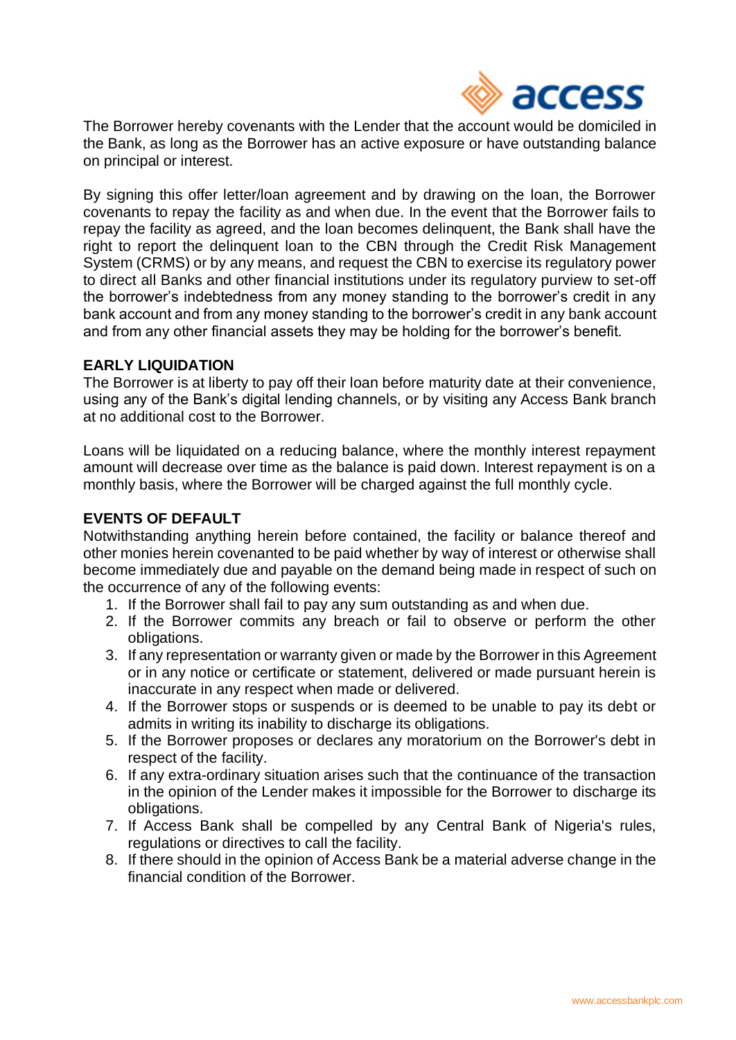The Borrower hereby covenants with the Lender that the account would be domiciled in the Bank, as long as the Borrower has an active exposure or have outstanding balance on principal or interest.

By signing this offer letter/loan agreement and by drawing on the loan, the Borrower covenants to repay the facility as and when due. In the event that the Borrower fails to repay the facility as agreed, and the loan becomes delinquent, the Bank shall have the right to report the delinquent loan to the CBN through the Credit Risk Management System (CRMS) or by any means, and request the CBN to exercise its regulatory power to direct all Banks and other financial institutions under its regulatory purview to set-off the borrower's indebtedness from any money standing to the borrower's credit in any bank account and from any money standing to the borrower's credit in any bank account and from any other financial assets they may be holding for the borrower's benefit.

**EARLY LIQUIDATION**

The Borrower is at liberty to pay off their loan before maturity date at their convenience, using any of the Bank's digital lending channels, or by visiting any Access Bank branch at no additional cost to the Borrower.

Loans will be liquidated on a reducing balance, where the monthly interest repayment amount will decrease over time as the balance is paid down. Interest repayment is on a monthly basis, where the Borrower will be charged against the full monthly cycle.

**EVENTS OF DEFAULT**

Notwithstanding anything herein before contained, the facility or balance thereof and other monies herein covenanted to be paid whether by way of interest or otherwise shall become immediately due and payable on the demand being made in respect of such on the occurrence of any of the following events:

1. If the Borrower shall fail to pay any sum outstanding as and when due.
2. If the Borrower commits any breach or fail to observe or perform the other obligations.
3. If any representation or warranty given or made by the Borrower in this Agreement or in any notice or certificate or statement, delivered or made pursuant herein is inaccurate in any respect when made or delivered.
4. If the Borrower stops or suspends or is deemed to be unable to pay its debt or admits in writing its inability to discharge its obligations.
5. If the Borrower proposes or declares any moratorium on the Borrower's debt in respect of the facility.
6. If any extra-ordinary situation arises such that the continuance of the transaction in the opinion of the Lender makes it impossible for the Borrower to discharge its obligations.
7. If Access Bank shall be compelled by any Central Bank of Nigeria's rules, regulations or directives to call the facility.
8. If there should in the opinion of Access Bank be a material adverse change in the financial condition of the Borrower.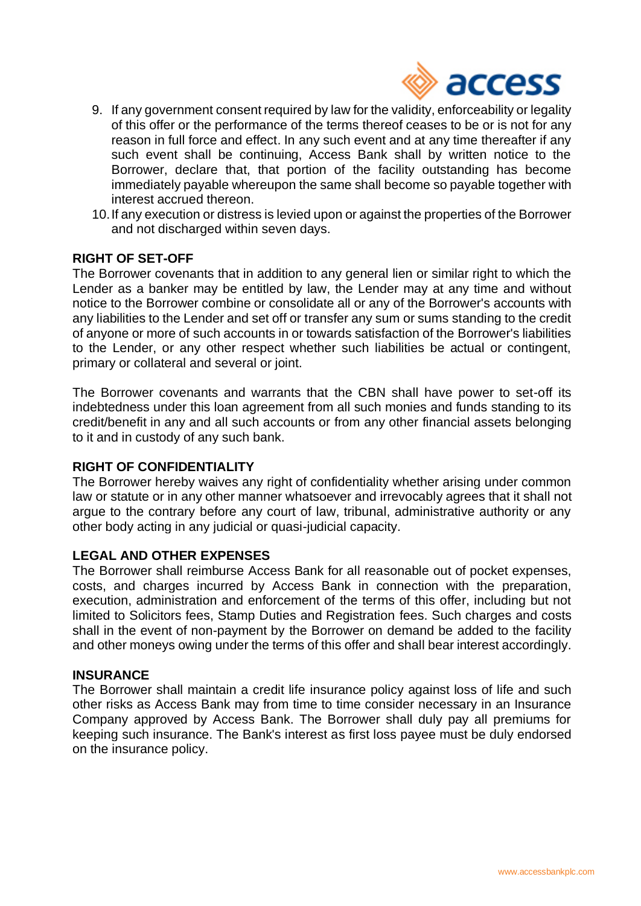9. If any government consent required by law for the validity, enforceability or legality of this offer or the performance of the terms thereof ceases to be or is not for any reason in full force and effect. In any such event and at any time thereafter if any such event shall be continuing, Access Bank shall by written notice to the Borrower, declare that, that portion of the facility outstanding has become immediately payable whereupon the same shall become so payable together with interest accrued thereon.
10. If any execution or distress is levied upon or against the properties of the Borrower and not discharged within seven days.

**RIGHT OF SET-OFF**

The Borrower covenants that in addition to any general lien or similar right to which the Lender as a banker may be entitled by law, the Lender may at any time and without notice to the Borrower combine or consolidate all or any of the Borrower's accounts with any liabilities to the Lender and set off or transfer any sum or sums standing to the credit of anyone or more of such accounts in or towards satisfaction of the Borrower's liabilities to the Lender, or any other respect whether such liabilities be actual or contingent, primary or collateral and several or joint.

The Borrower covenants and warrants that the CBN shall have power to set-off its indebtedness under this loan agreement from all such monies and funds standing to its credit/benefit in any and all such accounts or from any other financial assets belonging to it and in custody of any such bank.

**RIGHT OF CONFIDENTIALITY**

The Borrower hereby waives any right of confidentiality whether arising under common law or statute or in any other manner whatsoever and irrevocably agrees that it shall not argue to the contrary before any court of law, tribunal, administrative authority or any other body acting in any judicial or quasi-judicial capacity.

**LEGAL AND OTHER EXPENSES**

The Borrower shall reimburse Access Bank for all reasonable out of pocket expenses, costs, and charges incurred by Access Bank in connection with the preparation, execution, administration and enforcement of the terms of this offer, including but not limited to Solicitors fees, Stamp Duties and Registration fees. Such charges and costs shall in the event of non-payment by the Borrower on demand be added to the facility and other moneys owing under the terms of this offer and shall bear interest accordingly.

**INSURANCE**

The Borrower shall maintain a credit life insurance policy against loss of life and such other risks as Access Bank may from time to time consider necessary in an Insurance Company approved by Access Bank. The Borrower shall duly pay all premiums for keeping such insurance. The Bank's interest as first loss payee must be duly endorsed on the insurance policy.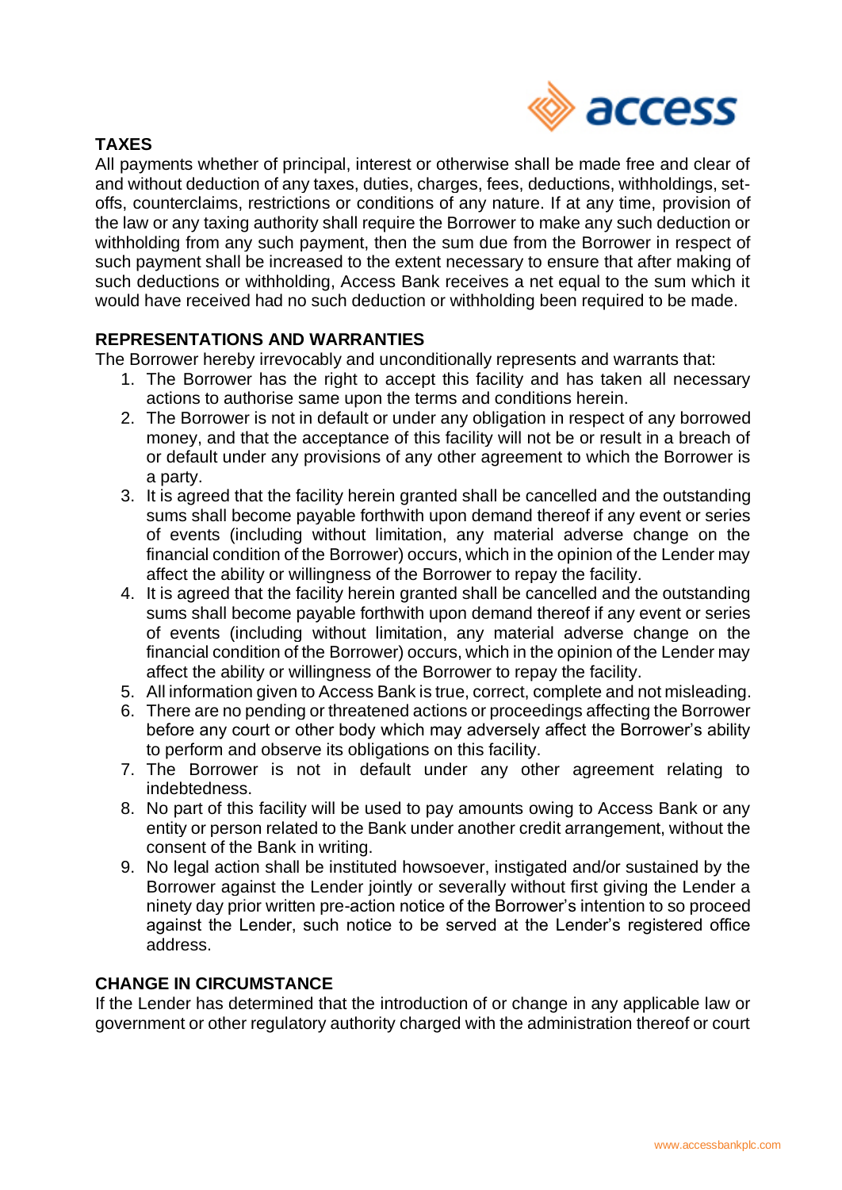## TAXES

All payments whether of principal, interest or otherwise shall be made free and clear of and without deduction of any taxes, duties, charges, fees, deductions, withholdings, set-offs, counterclaims, restrictions or conditions of any nature. If at any time, provision of the law or any taxing authority shall require the Borrower to make any such deduction or withholding from any such payment, then the sum due from the Borrower in respect of such payment shall be increased to the extent necessary to ensure that after making of such deductions or withholding, Access Bank receives a net equal to the sum which it would have received had no such deduction or withholding been required to be made.

## REPRESENTATIONS AND WARRANTIES

The Borrower hereby irrevocably and unconditionally represents and warrants that:

1. The Borrower has the right to accept this facility and has taken all necessary actions to authorise same upon the terms and conditions herein.
2. The Borrower is not in default or under any obligation in respect of any borrowed money, and that the acceptance of this facility will not be or result in a breach of or default under any provisions of any other agreement to which the Borrower is a party.
3. It is agreed that the facility herein granted shall be cancelled and the outstanding sums shall become payable forthwith upon demand thereof if any event or series of events (including without limitation, any material adverse change on the financial condition of the Borrower) occurs, which in the opinion of the Lender may affect the ability or willingness of the Borrower to repay the facility.
4. It is agreed that the facility herein granted shall be cancelled and the outstanding sums shall become payable forthwith upon demand thereof if any event or series of events (including without limitation, any material adverse change on the financial condition of the Borrower) occurs, which in the opinion of the Lender may affect the ability or willingness of the Borrower to repay the facility.
5. All information given to Access Bank is true, correct, complete and not misleading.
6. There are no pending or threatened actions or proceedings affecting the Borrower before any court or other body which may adversely affect the Borrower's ability to perform and observe its obligations on this facility.
7. The Borrower is not in default under any other agreement relating to indebtedness.
8. No part of this facility will be used to pay amounts owing to Access Bank or any entity or person related to the Bank under another credit arrangement, without the consent of the Bank in writing.
9. No legal action shall be instituted howsoever, instigated and/or sustained by the Borrower against the Lender jointly or severally without first giving the Lender a ninety day prior written pre-action notice of the Borrower's intention to so proceed against the Lender, such notice to be served at the Lender's registered office address.

## CHANGE IN CIRCUMSTANCE

If the Lender has determined that the introduction of or change in any applicable law or government or other regulatory authority charged with the administration thereof or court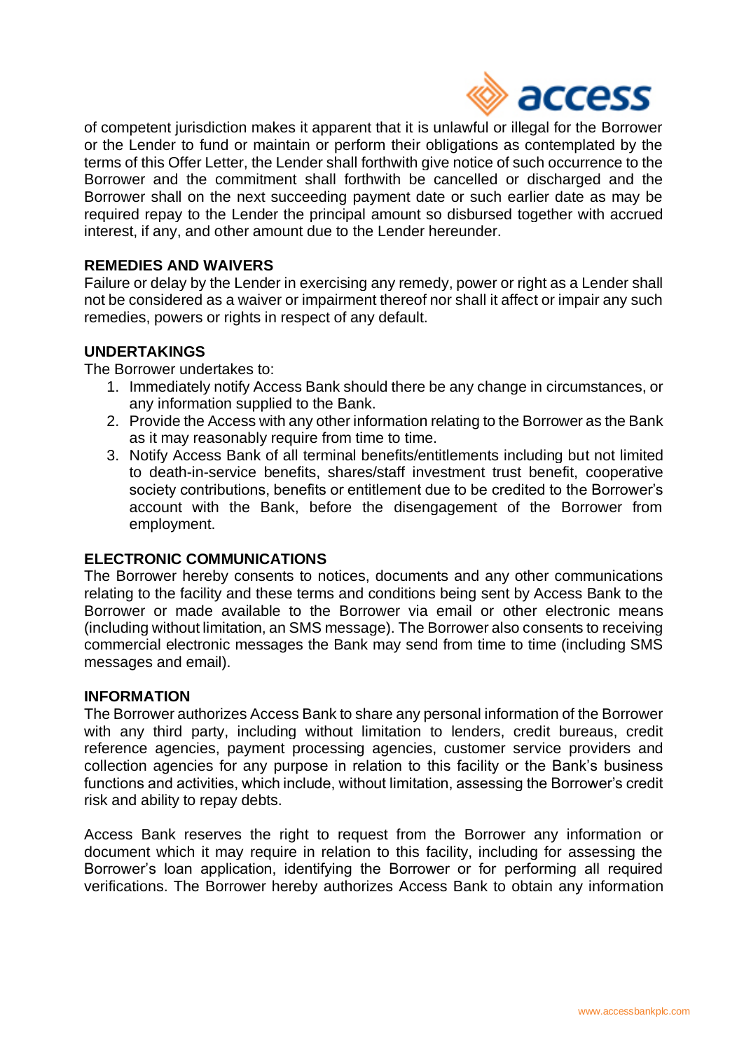of competent jurisdiction makes it apparent that it is unlawful or illegal for the Borrower or the Lender to fund or maintain or perform their obligations as contemplated by the terms of this Offer Letter, the Lender shall forthwith give notice of such occurrence to the Borrower and the commitment shall forthwith be cancelled or discharged and the Borrower shall on the next succeeding payment date or such earlier date as may be required repay to the Lender the principal amount so disbursed together with accrued interest, if any, and other amount due to the Lender hereunder.

**REMEDIES AND WAIVERS**

Failure or delay by the Lender in exercising any remedy, power or right as a Lender shall not be considered as a waiver or impairment thereof nor shall it affect or impair any such remedies, powers or rights in respect of any default.

**UNDERTAKINGS**

The Borrower undertakes to:

1. Immediately notify Access Bank should there be any change in circumstances, or any information supplied to the Bank.
2. Provide the Access with any other information relating to the Borrower as the Bank as it may reasonably require from time to time.
3. Notify Access Bank of all terminal benefits/entitlements including but not limited to death-in-service benefits, shares/staff investment trust benefit, cooperative society contributions, benefits or entitlement due to be credited to the Borrower's account with the Bank, before the disengagement of the Borrower from employment.

**ELECTRONIC COMMUNICATIONS**

The Borrower hereby consents to notices, documents and any other communications relating to the facility and these terms and conditions being sent by Access Bank to the Borrower or made available to the Borrower via email or other electronic means (including without limitation, an SMS message). The Borrower also consents to receiving commercial electronic messages the Bank may send from time to time (including SMS messages and email).

**INFORMATION**

The Borrower authorizes Access Bank to share any personal information of the Borrower with any third party, including without limitation to lenders, credit bureaus, credit reference agencies, payment processing agencies, customer service providers and collection agencies for any purpose in relation to this facility or the Bank's business functions and activities, which include, without limitation, assessing the Borrower's credit risk and ability to repay debts.

Access Bank reserves the right to request from the Borrower any information or document which it may require in relation to this facility, including for assessing the Borrower's loan application, identifying the Borrower or for performing all required verifications. The Borrower hereby authorizes Access Bank to obtain any information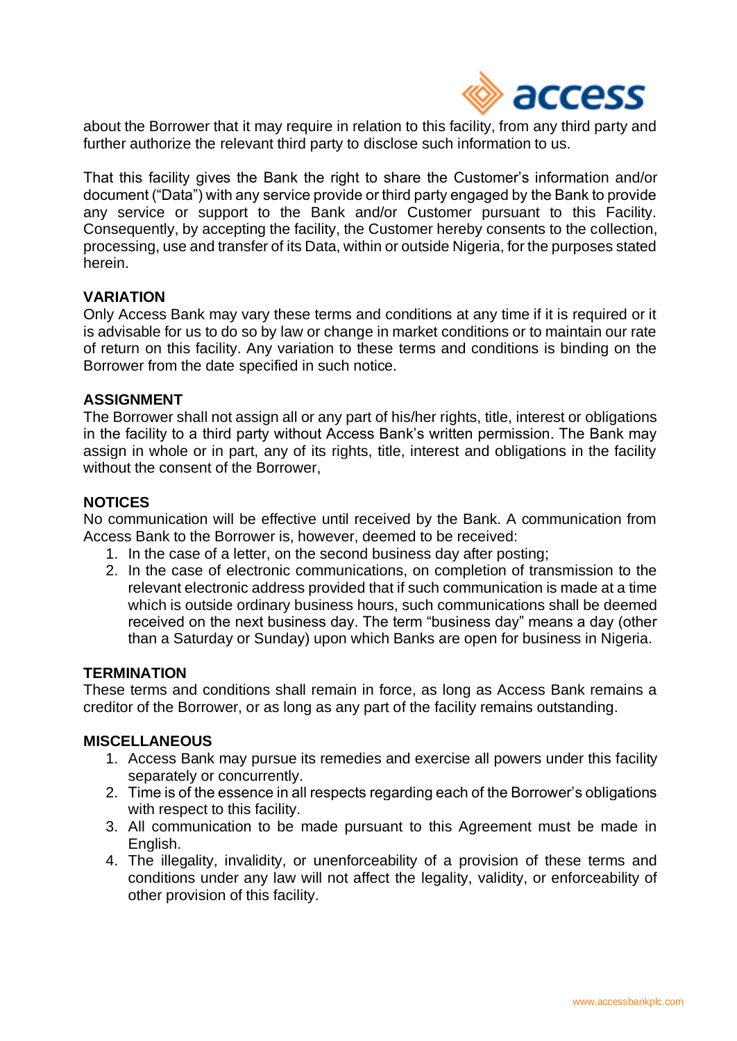about the Borrower that it may require in relation to this facility, from any third party and further authorize the relevant third party to disclose such information to us.

That this facility gives the Bank the right to share the Customer's information and/or document ("Data") with any service provide or third party engaged by the Bank to provide any service or support to the Bank and/or Customer pursuant to this Facility. Consequently, by accepting the facility, the Customer hereby consents to the collection, processing, use and transfer of its Data, within or outside Nigeria, for the purposes stated herein.

**VARIATION**

Only Access Bank may vary these terms and conditions at any time if it is required or it is advisable for us to do so by law or change in market conditions or to maintain our rate of return on this facility. Any variation to these terms and conditions is binding on the Borrower from the date specified in such notice.

**ASSIGNMENT**

The Borrower shall not assign all or any part of his/her rights, title, interest or obligations in the facility to a third party without Access Bank's written permission. The Bank may assign in whole or in part, any of its rights, title, interest and obligations in the facility without the consent of the Borrower,

**NOTICES**

No communication will be effective until received by the Bank. A communication from Access Bank to the Borrower is, however, deemed to be received:

1. In the case of a letter, on the second business day after posting;
2. In the case of electronic communications, on completion of transmission to the relevant electronic address provided that if such communication is made at a time which is outside ordinary business hours, such communications shall be deemed received on the next business day. The term "business day" means a day (other than a Saturday or Sunday) upon which Banks are open for business in Nigeria.

**TERMINATION**

These terms and conditions shall remain in force, as long as Access Bank remains a creditor of the Borrower, or as long as any part of the facility remains outstanding.

**MISCELLANEOUS**

1. Access Bank may pursue its remedies and exercise all powers under this facility separately or concurrently.
2. Time is of the essence in all respects regarding each of the Borrower's obligations with respect to this facility.
3. All communication to be made pursuant to this Agreement must be made in English.
4. The illegality, invalidity, or unenforceability of a provision of these terms and conditions under any law will not affect the legality, validity, or enforceability of other provision of this facility.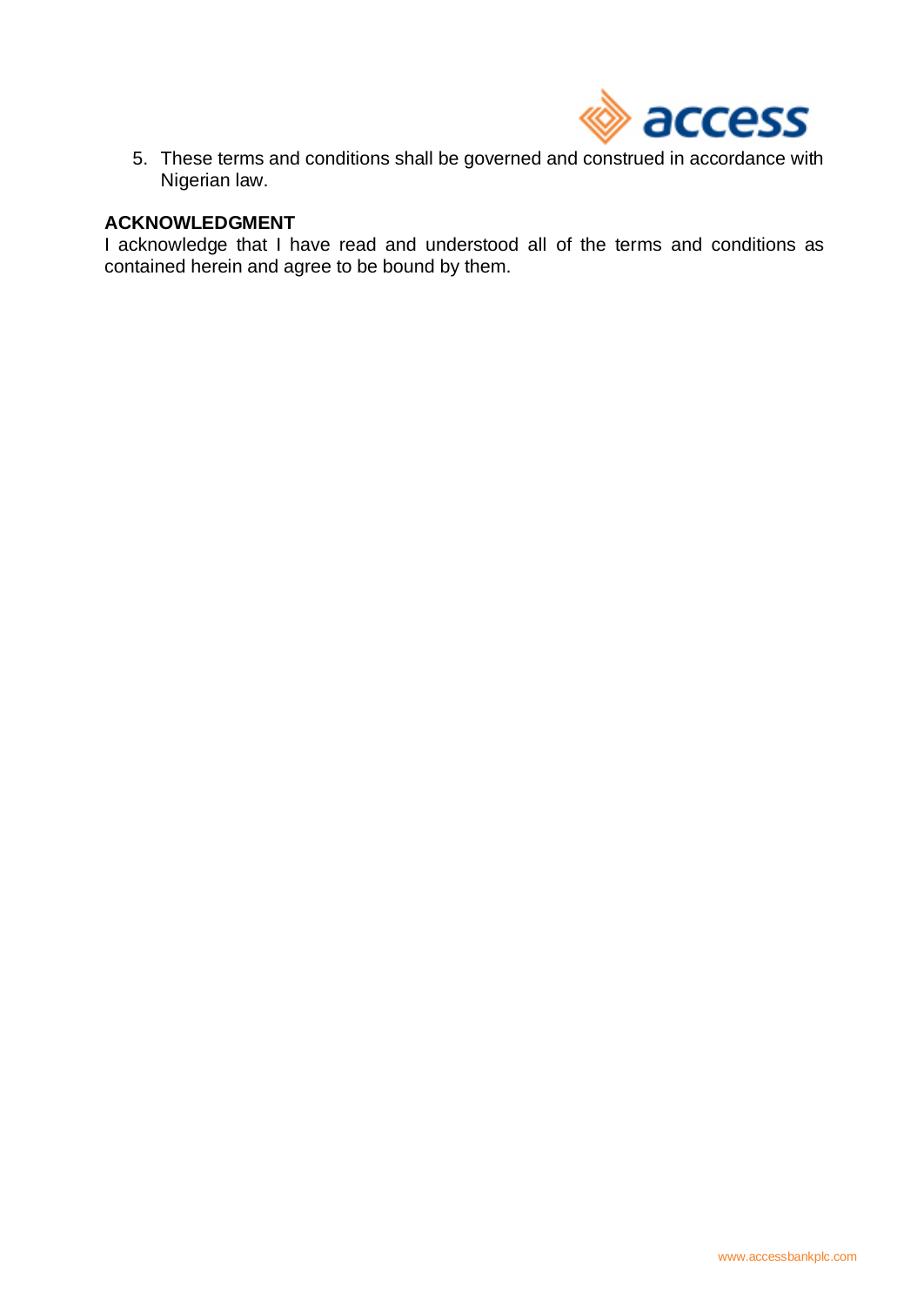5. These terms and conditions shall be governed and construed in accordance with Nigerian law.

**ACKNOWLEDGMENT**

I acknowledge that I have read and understood all of the terms and conditions as contained herein and agree to be bound by them.